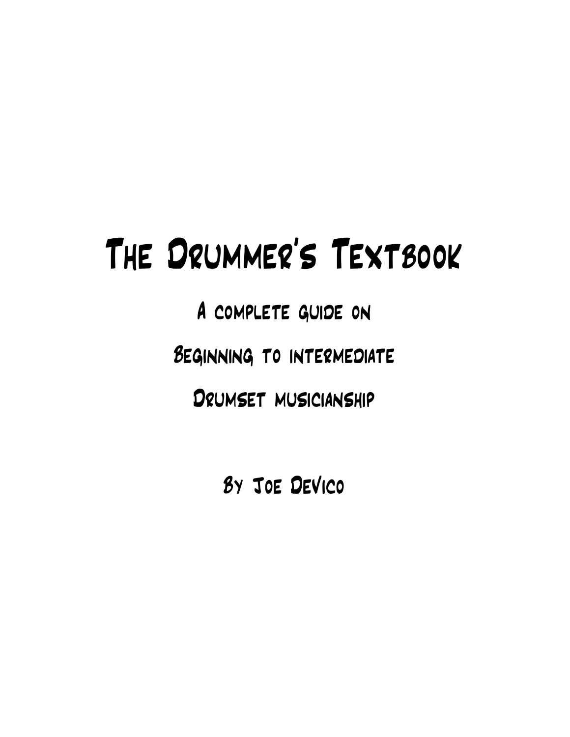# The Drummer's Textbook

A complete guide on

Beginning to intermediate

Drumset musicianship

By Joe DeVico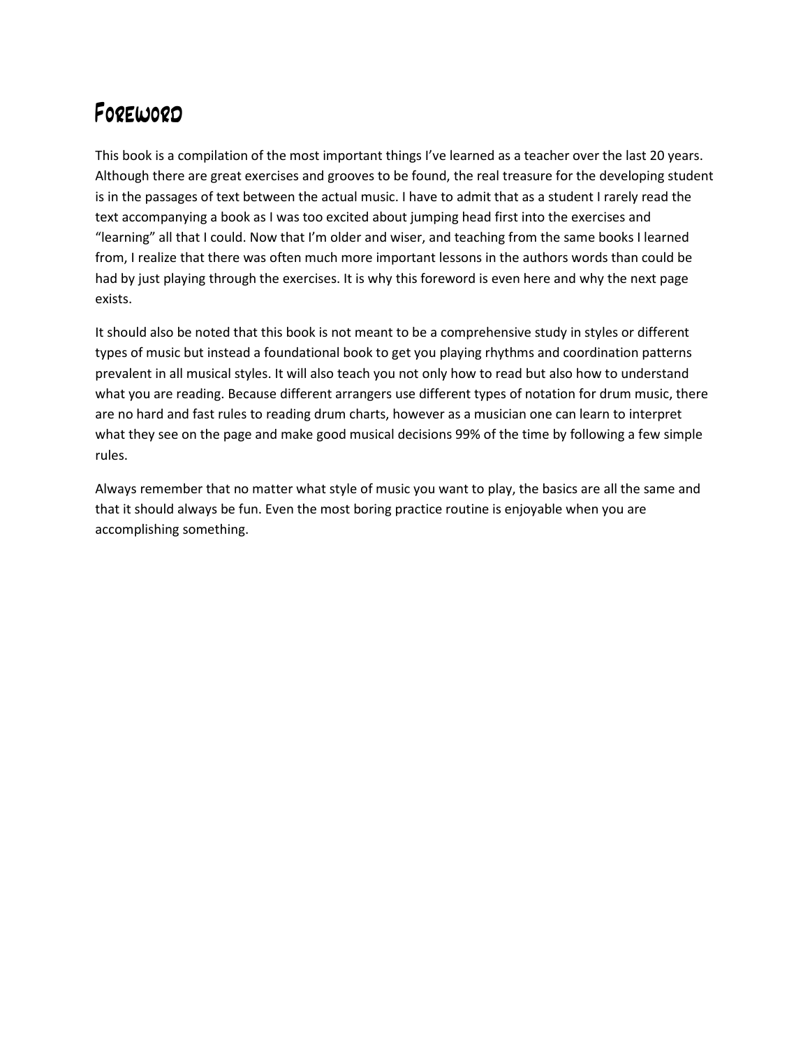# Foreword

This book is a compilation of the most important things I've learned as a teacher over the last 20 years. Although there are great exercises and grooves to be found, the real treasure for the developing student is in the passages of text between the actual music. I have to admit that as a student I rarely read the text accompanying a book as I was too excited about jumping head first into the exercises and "learning" all that I could. Now that I'm older and wiser, and teaching from the same books I learned from, I realize that there was often much more important lessons in the authors words than could be had by just playing through the exercises. It is why this foreword is even here and why the next page exists.

It should also be noted that this book is not meant to be a comprehensive study in styles or different types of music but instead a foundational book to get you playing rhythms and coordination patterns prevalent in all musical styles. It will also teach you not only how to read but also how to understand what you are reading. Because different arrangers use different types of notation for drum music, there are no hard and fast rules to reading drum charts, however as a musician one can learn to interpret what they see on the page and make good musical decisions 99% of the time by following a few simple rules.

Always remember that no matter what style of music you want to play, the basics are all the same and that it should always be fun. Even the most boring practice routine is enjoyable when you are accomplishing something.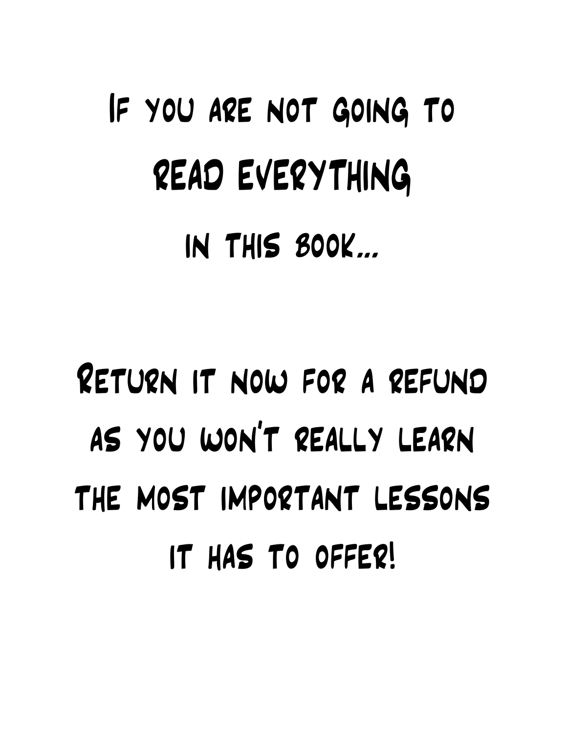If you are not going to

READ EVERYTHING

in this book...

Return it now for a refund

as you won't really learn

the most important lessons

it has to offer!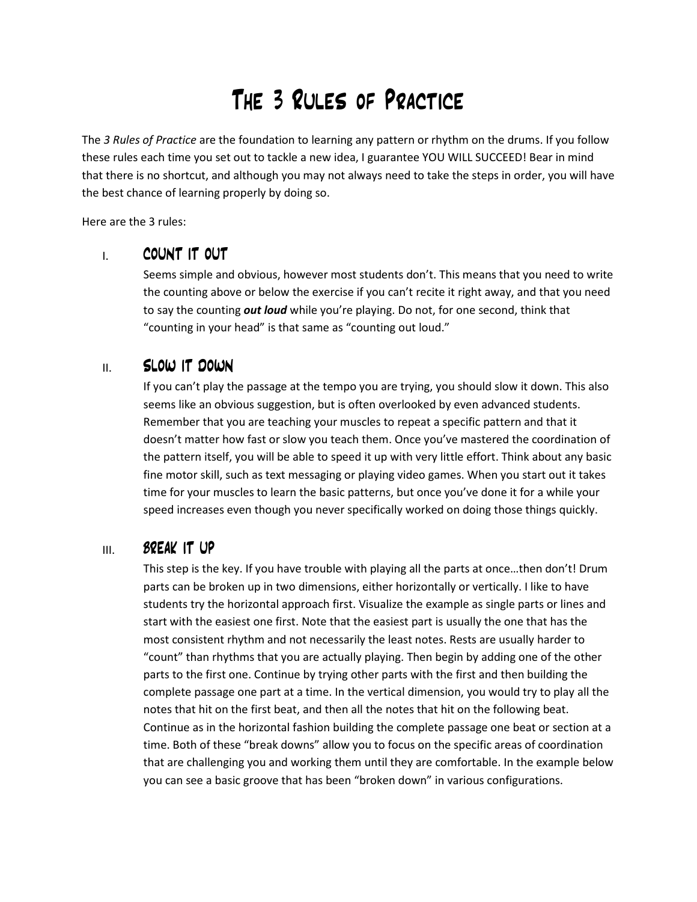# The 3 Rules of Practice

The *3 Rules of Practice* are the foundation to learning any pattern or rhythm on the drums. If you follow these rules each time you set out to tackle a new idea, I guarantee YOU WILL SUCCEED! Bear in mind that there is no shortcut, and although you may not always need to take the steps in order, you will have the best chance of learning properly by doing so.

Here are the 3 rules:

## I. Count it Out

Seems simple and obvious, however most students don't. This means that you need to write the counting above or below the exercise if you can't recite it right away, and that you need to say the counting ***out loud*** while you're playing. Do not, for one second, think that "counting in your head" is that same as "counting out loud."

## II. Slow it Down

If you can't play the passage at the tempo you are trying, you should slow it down. This also seems like an obvious suggestion, but is often overlooked by even advanced students. Remember that you are teaching your muscles to repeat a specific pattern and that it doesn't matter how fast or slow you teach them. Once you've mastered the coordination of the pattern itself, you will be able to speed it up with very little effort. Think about any basic fine motor skill, such as text messaging or playing video games. When you start out it takes time for your muscles to learn the basic patterns, but once you've done it for a while your speed increases even though you never specifically worked on doing those things quickly.

## III. Break it Up

This step is the key. If you have trouble with playing all the parts at once…then don't! Drum parts can be broken up in two dimensions, either horizontally or vertically. I like to have students try the horizontal approach first. Visualize the example as single parts or lines and start with the easiest one first. Note that the easiest part is usually the one that has the most consistent rhythm and not necessarily the least notes. Rests are usually harder to "count" than rhythms that you are actually playing. Then begin by adding one of the other parts to the first one. Continue by trying other parts with the first and then building the complete passage one part at a time. In the vertical dimension, you would try to play all the notes that hit on the first beat, and then all the notes that hit on the following beat. Continue as in the horizontal fashion building the complete passage one beat or section at a time. Both of these "break downs" allow you to focus on the specific areas of coordination that are challenging you and working them until they are comfortable. In the example below you can see a basic groove that has been "broken down" in various configurations.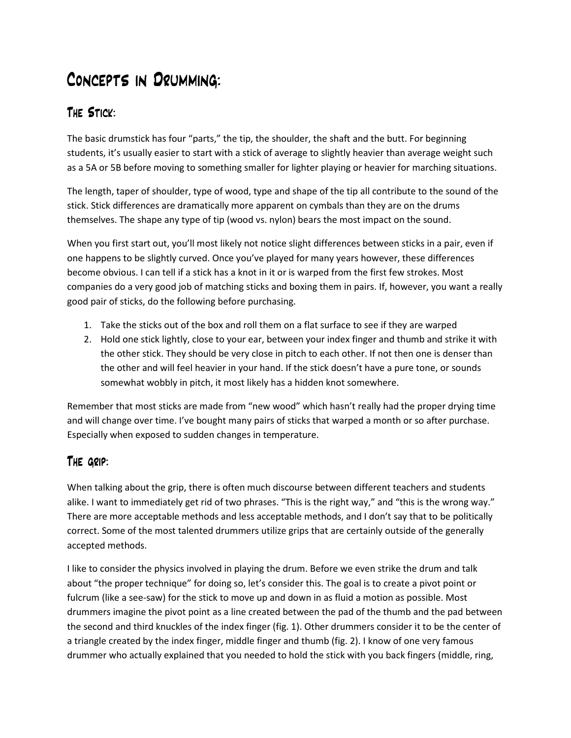# Concepts in Drumming:

## The Stick:

The basic drumstick has four "parts," the tip, the shoulder, the shaft and the butt. For beginning students, it's usually easier to start with a stick of average to slightly heavier than average weight such as a 5A or 5B before moving to something smaller for lighter playing or heavier for marching situations.

The length, taper of shoulder, type of wood, type and shape of the tip all contribute to the sound of the stick. Stick differences are dramatically more apparent on cymbals than they are on the drums themselves. The shape any type of tip (wood vs. nylon) bears the most impact on the sound.

When you first start out, you'll most likely not notice slight differences between sticks in a pair, even if one happens to be slightly curved. Once you've played for many years however, these differences become obvious. I can tell if a stick has a knot in it or is warped from the first few strokes. Most companies do a very good job of matching sticks and boxing them in pairs. If, however, you want a really good pair of sticks, do the following before purchasing.

1. Take the sticks out of the box and roll them on a flat surface to see if they are warped
2. Hold one stick lightly, close to your ear, between your index finger and thumb and strike it with the other stick. They should be very close in pitch to each other. If not then one is denser than the other and will feel heavier in your hand. If the stick doesn't have a pure tone, or sounds somewhat wobbly in pitch, it most likely has a hidden knot somewhere.

Remember that most sticks are made from "new wood" which hasn't really had the proper drying time and will change over time. I've bought many pairs of sticks that warped a month or so after purchase. Especially when exposed to sudden changes in temperature.

## The grip:

When talking about the grip, there is often much discourse between different teachers and students alike. I want to immediately get rid of two phrases. "This is the right way," and "this is the wrong way." There are more acceptable methods and less acceptable methods, and I don't say that to be politically correct. Some of the most talented drummers utilize grips that are certainly outside of the generally accepted methods.

I like to consider the physics involved in playing the drum. Before we even strike the drum and talk about "the proper technique" for doing so, let's consider this. The goal is to create a pivot point or fulcrum (like a see-saw) for the stick to move up and down in as fluid a motion as possible. Most drummers imagine the pivot point as a line created between the pad of the thumb and the pad between the second and third knuckles of the index finger (fig. 1). Other drummers consider it to be the center of a triangle created by the index finger, middle finger and thumb (fig. 2). I know of one very famous drummer who actually explained that you needed to hold the stick with you back fingers (middle, ring,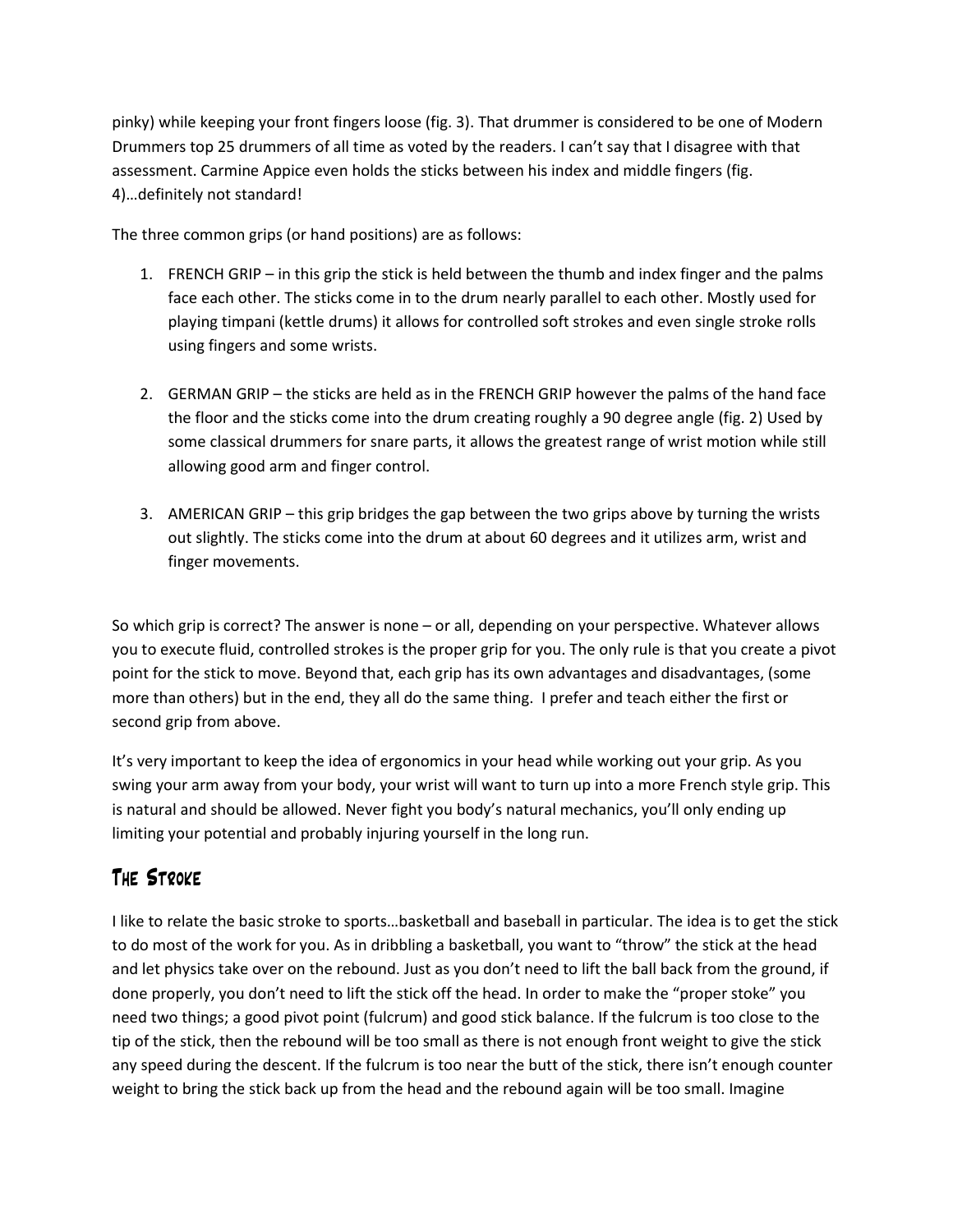pinky) while keeping your front fingers loose (fig. 3). That drummer is considered to be one of Modern Drummers top 25 drummers of all time as voted by the readers. I can't say that I disagree with that assessment. Carmine Appice even holds the sticks between his index and middle fingers (fig. 4)…definitely not standard!

The three common grips (or hand positions) are as follows:

1. FRENCH GRIP – in this grip the stick is held between the thumb and index finger and the palms face each other. The sticks come in to the drum nearly parallel to each other. Mostly used for playing timpani (kettle drums) it allows for controlled soft strokes and even single stroke rolls using fingers and some wrists.

2. GERMAN GRIP – the sticks are held as in the FRENCH GRIP however the palms of the hand face the floor and the sticks come into the drum creating roughly a 90 degree angle (fig. 2) Used by some classical drummers for snare parts, it allows the greatest range of wrist motion while still allowing good arm and finger control.

3. AMERICAN GRIP – this grip bridges the gap between the two grips above by turning the wrists out slightly. The sticks come into the drum at about 60 degrees and it utilizes arm, wrist and finger movements.

So which grip is correct? The answer is none – or all, depending on your perspective. Whatever allows you to execute fluid, controlled strokes is the proper grip for you. The only rule is that you create a pivot point for the stick to move. Beyond that, each grip has its own advantages and disadvantages, (some more than others) but in the end, they all do the same thing. I prefer and teach either the first or second grip from above.

It's very important to keep the idea of ergonomics in your head while working out your grip. As you swing your arm away from your body, your wrist will want to turn up into a more French style grip. This is natural and should be allowed. Never fight you body's natural mechanics, you'll only ending up limiting your potential and probably injuring yourself in the long run.

## The Stroke

I like to relate the basic stroke to sports…basketball and baseball in particular. The idea is to get the stick to do most of the work for you. As in dribbling a basketball, you want to "throw" the stick at the head and let physics take over on the rebound. Just as you don't need to lift the ball back from the ground, if done properly, you don't need to lift the stick off the head. In order to make the "proper stoke" you need two things; a good pivot point (fulcrum) and good stick balance. If the fulcrum is too close to the tip of the stick, then the rebound will be too small as there is not enough front weight to give the stick any speed during the descent. If the fulcrum is too near the butt of the stick, there isn't enough counter weight to bring the stick back up from the head and the rebound again will be too small. Imagine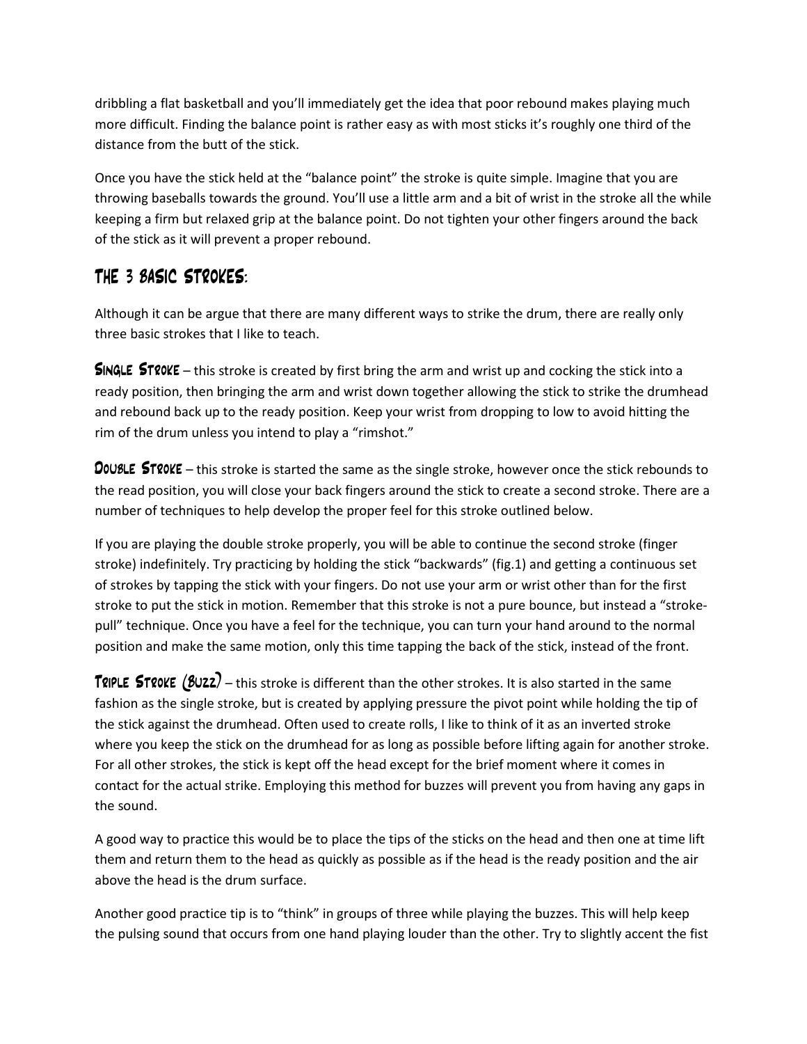dribbling a flat basketball and you'll immediately get the idea that poor rebound makes playing much more difficult. Finding the balance point is rather easy as with most sticks it's roughly one third of the distance from the butt of the stick.

Once you have the stick held at the "balance point" the stroke is quite simple. Imagine that you are throwing baseballs towards the ground. You'll use a little arm and a bit of wrist in the stroke all the while keeping a firm but relaxed grip at the balance point. Do not tighten your other fingers around the back of the stick as it will prevent a proper rebound.

## The 3 Basic Strokes:

Although it can be argue that there are many different ways to strike the drum, there are really only three basic strokes that I like to teach.

**Single Stroke** – this stroke is created by first bring the arm and wrist up and cocking the stick into a ready position, then bringing the arm and wrist down together allowing the stick to strike the drumhead and rebound back up to the ready position. Keep your wrist from dropping to low to avoid hitting the rim of the drum unless you intend to play a "rimshot."

**Double Stroke** – this stroke is started the same as the single stroke, however once the stick rebounds to the read position, you will close your back fingers around the stick to create a second stroke. There are a number of techniques to help develop the proper feel for this stroke outlined below.

If you are playing the double stroke properly, you will be able to continue the second stroke (finger stroke) indefinitely. Try practicing by holding the stick "backwards" (fig.1) and getting a continuous set of strokes by tapping the stick with your fingers. Do not use your arm or wrist other than for the first stroke to put the stick in motion. Remember that this stroke is not a pure bounce, but instead a "stroke-pull" technique. Once you have a feel for the technique, you can turn your hand around to the normal position and make the same motion, only this time tapping the back of the stick, instead of the front.

**Triple Stroke (Buzz)** – this stroke is different than the other strokes. It is also started in the same fashion as the single stroke, but is created by applying pressure the pivot point while holding the tip of the stick against the drumhead. Often used to create rolls, I like to think of it as an inverted stroke where you keep the stick on the drumhead for as long as possible before lifting again for another stroke. For all other strokes, the stick is kept off the head except for the brief moment where it comes in contact for the actual strike. Employing this method for buzzes will prevent you from having any gaps in the sound.

A good way to practice this would be to place the tips of the sticks on the head and then one at time lift them and return them to the head as quickly as possible as if the head is the ready position and the air above the head is the drum surface.

Another good practice tip is to "think" in groups of three while playing the buzzes. This will help keep the pulsing sound that occurs from one hand playing louder than the other. Try to slightly accent the fist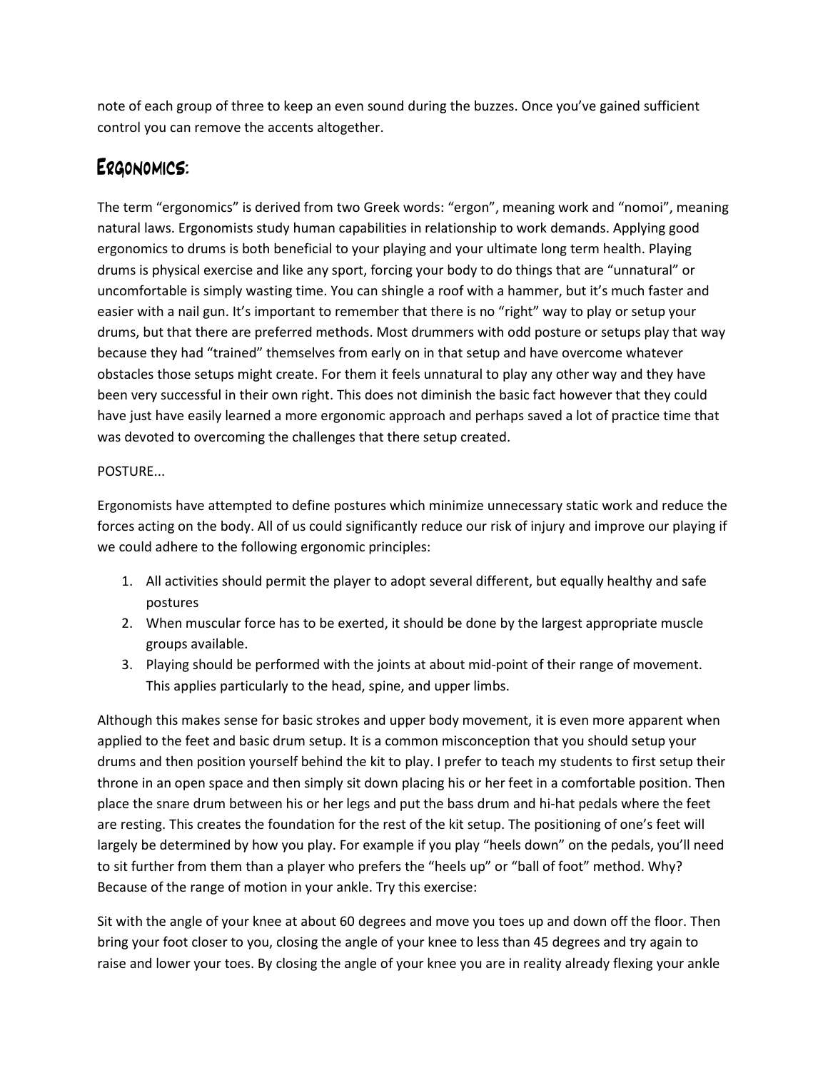note of each group of three to keep an even sound during the buzzes. Once you've gained sufficient control you can remove the accents altogether.

## Ergonomics:

The term "ergonomics" is derived from two Greek words: "ergon", meaning work and "nomoi", meaning natural laws. Ergonomists study human capabilities in relationship to work demands. Applying good ergonomics to drums is both beneficial to your playing and your ultimate long term health. Playing drums is physical exercise and like any sport, forcing your body to do things that are "unnatural" or uncomfortable is simply wasting time. You can shingle a roof with a hammer, but it's much faster and easier with a nail gun. It's important to remember that there is no "right" way to play or setup your drums, but that there are preferred methods. Most drummers with odd posture or setups play that way because they had "trained" themselves from early on in that setup and have overcome whatever obstacles those setups might create. For them it feels unnatural to play any other way and they have been very successful in their own right. This does not diminish the basic fact however that they could have just have easily learned a more ergonomic approach and perhaps saved a lot of practice time that was devoted to overcoming the challenges that there setup created.

POSTURE...

Ergonomists have attempted to define postures which minimize unnecessary static work and reduce the forces acting on the body. All of us could significantly reduce our risk of injury and improve our playing if we could adhere to the following ergonomic principles:

1. All activities should permit the player to adopt several different, but equally healthy and safe postures
2. When muscular force has to be exerted, it should be done by the largest appropriate muscle groups available.
3. Playing should be performed with the joints at about mid-point of their range of movement. This applies particularly to the head, spine, and upper limbs.

Although this makes sense for basic strokes and upper body movement, it is even more apparent when applied to the feet and basic drum setup. It is a common misconception that you should setup your drums and then position yourself behind the kit to play. I prefer to teach my students to first setup their throne in an open space and then simply sit down placing his or her feet in a comfortable position. Then place the snare drum between his or her legs and put the bass drum and hi-hat pedals where the feet are resting. This creates the foundation for the rest of the kit setup. The positioning of one's feet will largely be determined by how you play. For example if you play "heels down" on the pedals, you'll need to sit further from them than a player who prefers the "heels up" or "ball of foot" method. Why? Because of the range of motion in your ankle. Try this exercise:

Sit with the angle of your knee at about 60 degrees and move you toes up and down off the floor. Then bring your foot closer to you, closing the angle of your knee to less than 45 degrees and try again to raise and lower your toes. By closing the angle of your knee you are in reality already flexing your ankle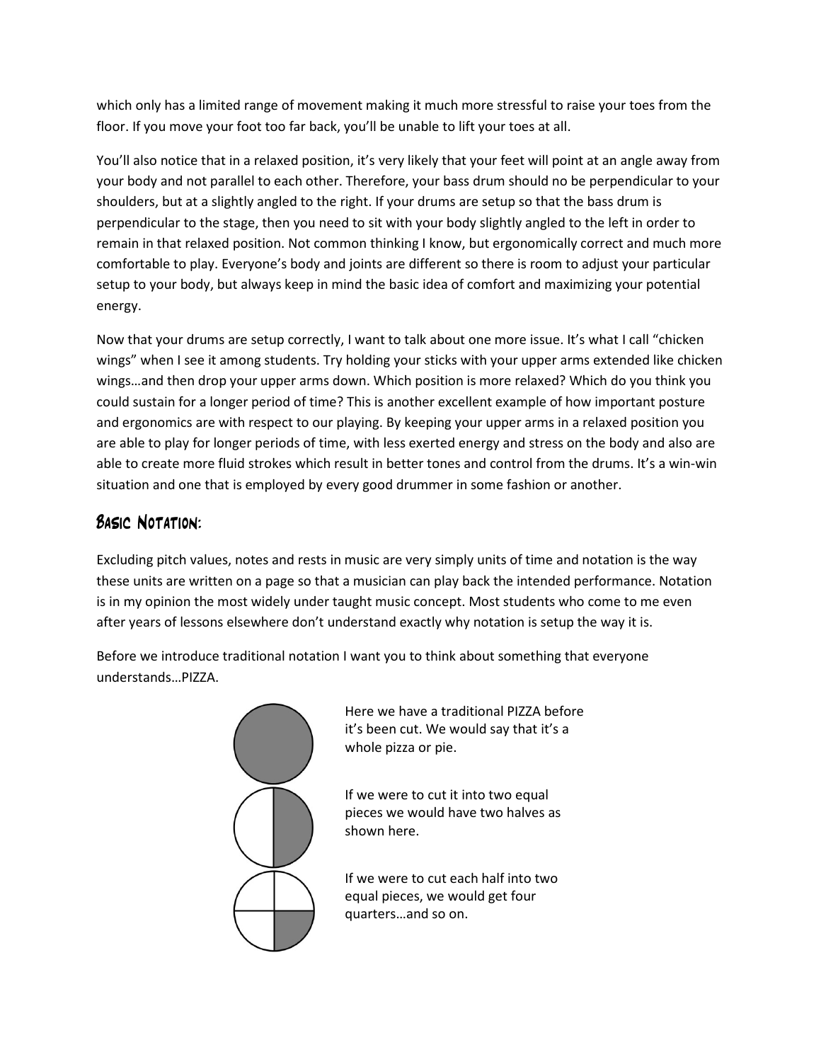which only has a limited range of movement making it much more stressful to raise your toes from the floor. If you move your foot too far back, you'll be unable to lift your toes at all.

You'll also notice that in a relaxed position, it's very likely that your feet will point at an angle away from your body and not parallel to each other. Therefore, your bass drum should no be perpendicular to your shoulders, but at a slightly angled to the right. If your drums are setup so that the bass drum is perpendicular to the stage, then you need to sit with your body slightly angled to the left in order to remain in that relaxed position. Not common thinking I know, but ergonomically correct and much more comfortable to play. Everyone's body and joints are different so there is room to adjust your particular setup to your body, but always keep in mind the basic idea of comfort and maximizing your potential energy.

Now that your drums are setup correctly, I want to talk about one more issue. It's what I call "chicken wings" when I see it among students. Try holding your sticks with your upper arms extended like chicken wings…and then drop your upper arms down. Which position is more relaxed? Which do you think you could sustain for a longer period of time? This is another excellent example of how important posture and ergonomics are with respect to our playing. By keeping your upper arms in a relaxed position you are able to play for longer periods of time, with less exerted energy and stress on the body and also are able to create more fluid strokes which result in better tones and control from the drums. It's a win-win situation and one that is employed by every good drummer in some fashion or another.

## Basic Notation:

Excluding pitch values, notes and rests in music are very simply units of time and notation is the way these units are written on a page so that a musician can play back the intended performance. Notation is in my opinion the most widely under taught music concept. Most students who come to me even after years of lessons elsewhere don't understand exactly why notation is setup the way it is.

Before we introduce traditional notation I want you to think about something that everyone understands…PIZZA.

Here we have a traditional PIZZA before it's been cut. We would say that it's a whole pizza or pie.

If we were to cut it into two equal pieces we would have two halves as shown here.

If we were to cut each half into two equal pieces, we would get four quarters…and so on.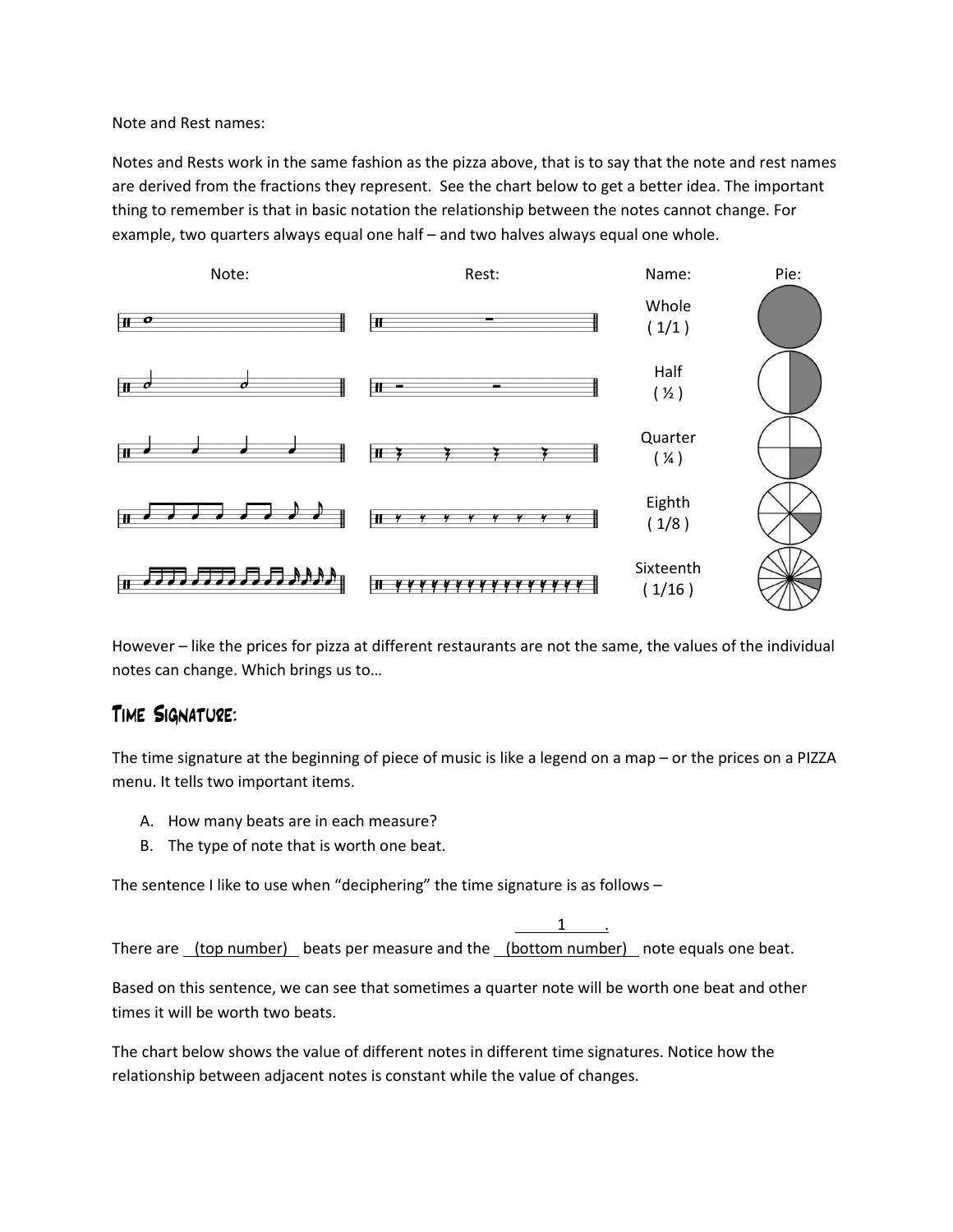Note and Rest names:

Notes and Rests work in the same fashion as the pizza above, that is to say that the note and rest names are derived from the fractions they represent. See the chart below to get a better idea. The important thing to remember is that in basic notation the relationship between the notes cannot change. For example, two quarters always equal one half – and two halves always equal one whole.

| Note: | Rest: | Name: | Pie: |
|---|---|---|---|
| | | Whole ( 1/1 ) | |
| | | Half ( ½ ) | |
| | | Quarter ( ¼ ) | |
| | | Eighth ( 1/8 ) | |
| | | Sixteenth ( 1/16 ) | |

However – like the prices for pizza at different restaurants are not the same, the values of the individual notes can change. Which brings us to…

## Time Signature:

The time signature at the beginning of piece of music is like a legend on a map – or the prices on a PIZZA menu. It tells two important items.

A. How many beats are in each measure?
B. The type of note that is worth one beat.

The sentence I like to use when "deciphering" the time signature is as follows –

There are ___(top number)___ beats per measure and the $\frac{1}{\text{(bottom number)}}$ note equals one beat.

Based on this sentence, we can see that sometimes a quarter note will be worth one beat and other times it will be worth two beats.

The chart below shows the value of different notes in different time signatures. Notice how the relationship between adjacent notes is constant while the value of changes.